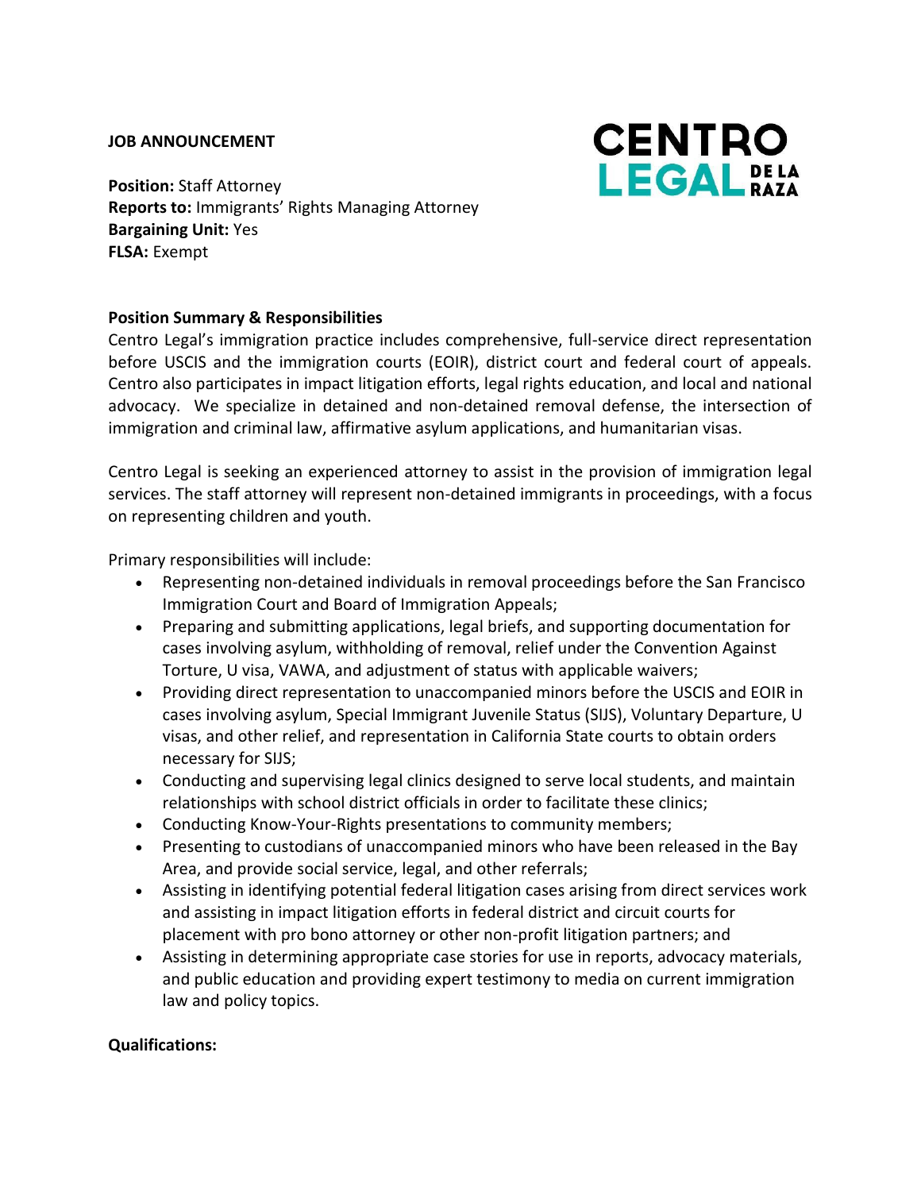**JOB ANNOUNCEMENT**

CENTRO LEGAL DE LA RAZA

**Position:** Staff Attorney
**Reports to:** Immigrants' Rights Managing Attorney
**Bargaining Unit:** Yes
**FLSA:** Exempt

**Position Summary & Responsibilities**

Centro Legal's immigration practice includes comprehensive, full-service direct representation before USCIS and the immigration courts (EOIR), district court and federal court of appeals. Centro also participates in impact litigation efforts, legal rights education, and local and national advocacy. We specialize in detained and non-detained removal defense, the intersection of immigration and criminal law, affirmative asylum applications, and humanitarian visas.

Centro Legal is seeking an experienced attorney to assist in the provision of immigration legal services. The staff attorney will represent non-detained immigrants in proceedings, with a focus on representing children and youth.

Primary responsibilities will include:

- Representing non-detained individuals in removal proceedings before the San Francisco Immigration Court and Board of Immigration Appeals;
- Preparing and submitting applications, legal briefs, and supporting documentation for cases involving asylum, withholding of removal, relief under the Convention Against Torture, U visa, VAWA, and adjustment of status with applicable waivers;
- Providing direct representation to unaccompanied minors before the USCIS and EOIR in cases involving asylum, Special Immigrant Juvenile Status (SIJS), Voluntary Departure, U visas, and other relief, and representation in California State courts to obtain orders necessary for SIJS;
- Conducting and supervising legal clinics designed to serve local students, and maintain relationships with school district officials in order to facilitate these clinics;
- Conducting Know-Your-Rights presentations to community members;
- Presenting to custodians of unaccompanied minors who have been released in the Bay Area, and provide social service, legal, and other referrals;
- Assisting in identifying potential federal litigation cases arising from direct services work and assisting in impact litigation efforts in federal district and circuit courts for placement with pro bono attorney or other non-profit litigation partners; and
- Assisting in determining appropriate case stories for use in reports, advocacy materials, and public education and providing expert testimony to media on current immigration law and policy topics.

**Qualifications:**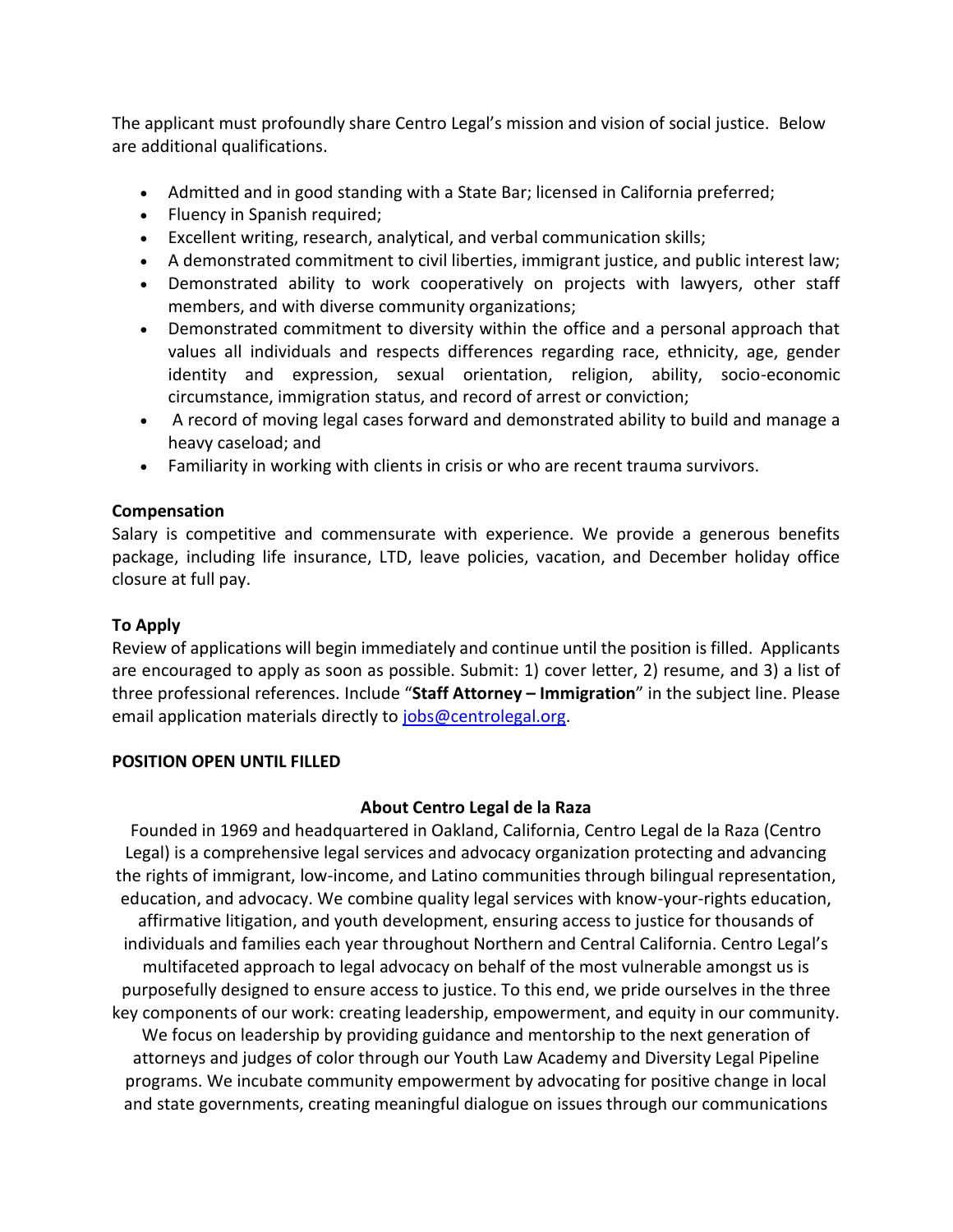The applicant must profoundly share Centro Legal's mission and vision of social justice. Below are additional qualifications.

- Admitted and in good standing with a State Bar; licensed in California preferred;
- Fluency in Spanish required;
- Excellent writing, research, analytical, and verbal communication skills;
- A demonstrated commitment to civil liberties, immigrant justice, and public interest law;
- Demonstrated ability to work cooperatively on projects with lawyers, other staff members, and with diverse community organizations;
- Demonstrated commitment to diversity within the office and a personal approach that values all individuals and respects differences regarding race, ethnicity, age, gender identity and expression, sexual orientation, religion, ability, socio-economic circumstance, immigration status, and record of arrest or conviction;
- A record of moving legal cases forward and demonstrated ability to build and manage a heavy caseload; and
- Familiarity in working with clients in crisis or who are recent trauma survivors.

**Compensation**

Salary is competitive and commensurate with experience. We provide a generous benefits package, including life insurance, LTD, leave policies, vacation, and December holiday office closure at full pay.

**To Apply**

Review of applications will begin immediately and continue until the position is filled. Applicants are encouraged to apply as soon as possible. Submit: 1) cover letter, 2) resume, and 3) a list of three professional references. Include "**Staff Attorney – Immigration**" in the subject line. Please email application materials directly to jobs@centrolegal.org.

**POSITION OPEN UNTIL FILLED**

**About Centro Legal de la Raza**

Founded in 1969 and headquartered in Oakland, California, Centro Legal de la Raza (Centro Legal) is a comprehensive legal services and advocacy organization protecting and advancing the rights of immigrant, low-income, and Latino communities through bilingual representation, education, and advocacy. We combine quality legal services with know-your-rights education, affirmative litigation, and youth development, ensuring access to justice for thousands of individuals and families each year throughout Northern and Central California. Centro Legal's multifaceted approach to legal advocacy on behalf of the most vulnerable amongst us is purposefully designed to ensure access to justice. To this end, we pride ourselves in the three key components of our work: creating leadership, empowerment, and equity in our community. We focus on leadership by providing guidance and mentorship to the next generation of attorneys and judges of color through our Youth Law Academy and Diversity Legal Pipeline programs. We incubate community empowerment by advocating for positive change in local and state governments, creating meaningful dialogue on issues through our communications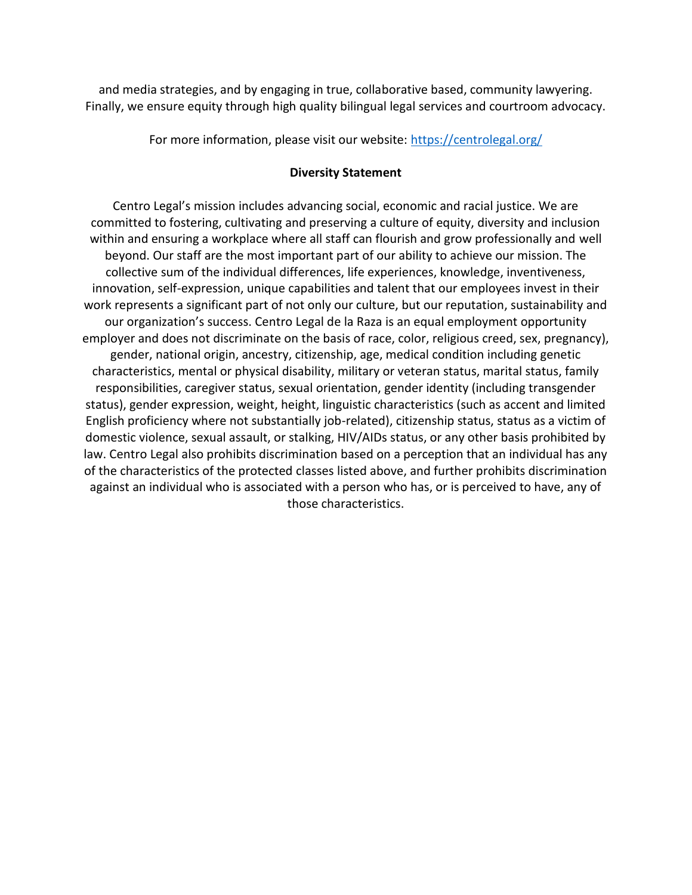and media strategies, and by engaging in true, collaborative based, community lawyering. Finally, we ensure equity through high quality bilingual legal services and courtroom advocacy.

For more information, please visit our website: https://centrolegal.org/

**Diversity Statement**

Centro Legal's mission includes advancing social, economic and racial justice. We are committed to fostering, cultivating and preserving a culture of equity, diversity and inclusion within and ensuring a workplace where all staff can flourish and grow professionally and well beyond. Our staff are the most important part of our ability to achieve our mission. The collective sum of the individual differences, life experiences, knowledge, inventiveness, innovation, self-expression, unique capabilities and talent that our employees invest in their work represents a significant part of not only our culture, but our reputation, sustainability and our organization's success. Centro Legal de la Raza is an equal employment opportunity employer and does not discriminate on the basis of race, color, religious creed, sex, pregnancy), gender, national origin, ancestry, citizenship, age, medical condition including genetic characteristics, mental or physical disability, military or veteran status, marital status, family responsibilities, caregiver status, sexual orientation, gender identity (including transgender status), gender expression, weight, height, linguistic characteristics (such as accent and limited English proficiency where not substantially job-related), citizenship status, status as a victim of domestic violence, sexual assault, or stalking, HIV/AIDs status, or any other basis prohibited by law. Centro Legal also prohibits discrimination based on a perception that an individual has any of the characteristics of the protected classes listed above, and further prohibits discrimination against an individual who is associated with a person who has, or is perceived to have, any of those characteristics.